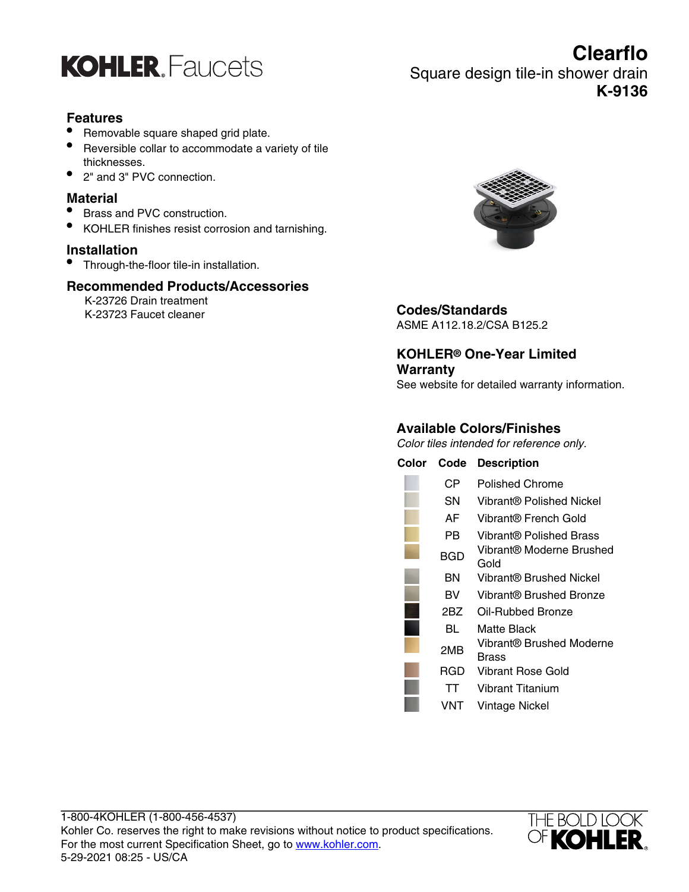KOHLER. Faucets

# Clearflo

Square design tile-in shower drain

**K-9136**

## Features

- Removable square shaped grid plate.
- Reversible collar to accommodate a variety of tile thicknesses.
- 2" and 3" PVC connection.

## Material

- Brass and PVC construction.
- KOHLER finishes resist corrosion and tarnishing.

## Installation

- Through-the-floor tile-in installation.

## Recommended Products/Accessories

K-23726 Drain treatment
K-23723 Faucet cleaner

## Codes/Standards

ASME A112.18.2/CSA B125.2

## KOHLER® One-Year Limited Warranty

See website for detailed warranty information.

## Available Colors/Finishes

*Color tiles intended for reference only.*

| Color | Code | Description |
|---|---|---|
| | CP | Polished Chrome |
| | SN | Vibrant® Polished Nickel |
| | AF | Vibrant® French Gold |
| | PB | Vibrant® Polished Brass |
| | BGD | Vibrant® Moderne Brushed Gold |
| | BN | Vibrant® Brushed Nickel |
| | BV | Vibrant® Brushed Bronze |
| | 2BZ | Oil-Rubbed Bronze |
| | BL | Matte Black |
| | 2MB | Vibrant® Brushed Moderne Brass |
| | RGD | Vibrant Rose Gold |
| | TT | Vibrant Titanium |
| | VNT | Vintage Nickel |

1-800-4KOHLER (1-800-456-4537)
Kohler Co. reserves the right to make revisions without notice to product specifications.
For the most current Specification Sheet, go to www.kohler.com.
5-29-2021 08:25 - US/CA

THE BOLD LOOK OF KOHLER.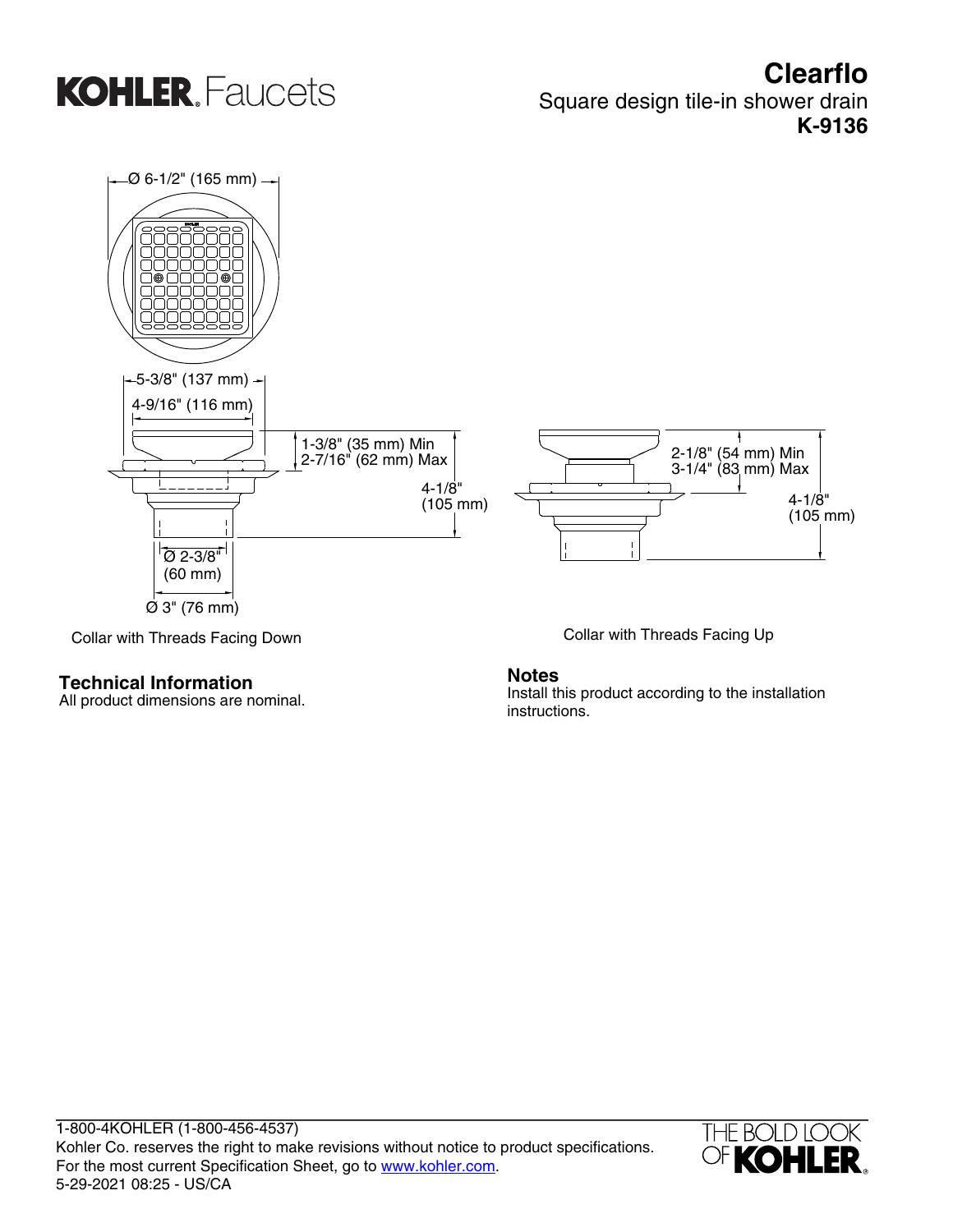# Clearflo

Square design tile-in shower drain

**K-9136**

Ø 6-1/2" (165 mm)

5-3/8" (137 mm)

4-9/16" (116 mm)

1-3/8" (35 mm) Min
2-7/16" (62 mm) Max

4-1/8"
(105 mm)

Ø 2-3/8"
(60 mm)

Ø 3" (76 mm)

Collar with Threads Facing Down

2-1/8" (54 mm) Min
3-1/4" (83 mm) Max

4-1/8"
(105 mm)

Collar with Threads Facing Up

## Technical Information

All product dimensions are nominal.

## Notes

Install this product according to the installation instructions.

1-800-4KOHLER (1-800-456-4537)
Kohler Co. reserves the right to make revisions without notice to product specifications.
For the most current Specification Sheet, go to www.kohler.com.
5-29-2021 08:25 - US/CA